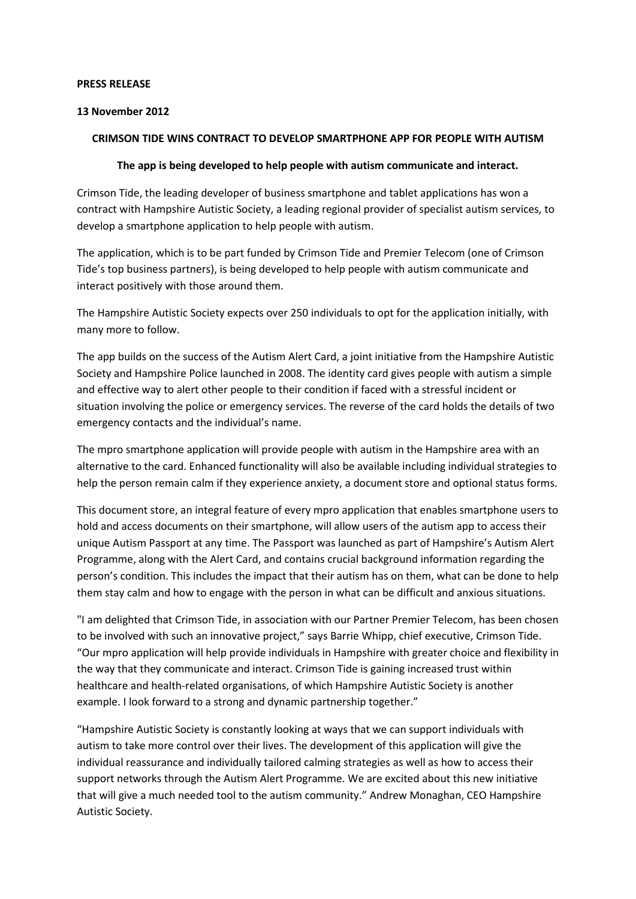**PRESS RELEASE**

**13 November 2012**

**CRIMSON TIDE WINS CONTRACT TO DEVELOP SMARTPHONE APP FOR PEOPLE WITH AUTISM**

**The app is being developed to help people with autism communicate and interact.**

Crimson Tide, the leading developer of business smartphone and tablet applications has won a contract with Hampshire Autistic Society, a leading regional provider of specialist autism services, to develop a smartphone application to help people with autism.

The application, which is to be part funded by Crimson Tide and Premier Telecom (one of Crimson Tide's top business partners), is being developed to help people with autism communicate and interact positively with those around them.

The Hampshire Autistic Society expects over 250 individuals to opt for the application initially, with many more to follow.

The app builds on the success of the Autism Alert Card, a joint initiative from the Hampshire Autistic Society and Hampshire Police launched in 2008. The identity card gives people with autism a simple and effective way to alert other people to their condition if faced with a stressful incident or situation involving the police or emergency services. The reverse of the card holds the details of two emergency contacts and the individual's name.

The mpro smartphone application will provide people with autism in the Hampshire area with an alternative to the card. Enhanced functionality will also be available including individual strategies to help the person remain calm if they experience anxiety, a document store and optional status forms.

This document store, an integral feature of every mpro application that enables smartphone users to hold and access documents on their smartphone, will allow users of the autism app to access their unique Autism Passport at any time. The Passport was launched as part of Hampshire's Autism Alert Programme, along with the Alert Card, and contains crucial background information regarding the person's condition. This includes the impact that their autism has on them, what can be done to help them stay calm and how to engage with the person in what can be difficult and anxious situations.

"I am delighted that Crimson Tide, in association with our Partner Premier Telecom, has been chosen to be involved with such an innovative project," says Barrie Whipp, chief executive, Crimson Tide. "Our mpro application will help provide individuals in Hampshire with greater choice and flexibility in the way that they communicate and interact. Crimson Tide is gaining increased trust within healthcare and health-related organisations, of which Hampshire Autistic Society is another example. I look forward to a strong and dynamic partnership together."

"Hampshire Autistic Society is constantly looking at ways that we can support individuals with autism to take more control over their lives. The development of this application will give the individual reassurance and individually tailored calming strategies as well as how to access their support networks through the Autism Alert Programme. We are excited about this new initiative that will give a much needed tool to the autism community." Andrew Monaghan, CEO Hampshire Autistic Society.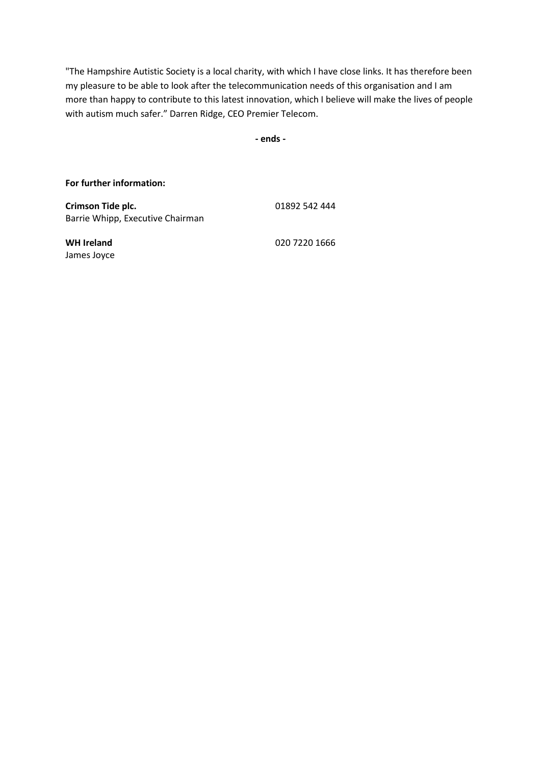"The Hampshire Autistic Society is a local charity, with which I have close links. It has therefore been my pleasure to be able to look after the telecommunication needs of this organisation and I am more than happy to contribute to this latest innovation, which I believe will make the lives of people with autism much safer." Darren Ridge, CEO Premier Telecom.

**- ends -**

**For further information:**

| | |
|---|---|
| **Crimson Tide plc.**<br>Barrie Whipp, Executive Chairman | 01892 542 444 |
| **WH Ireland**<br>James Joyce | 020 7220 1666 |